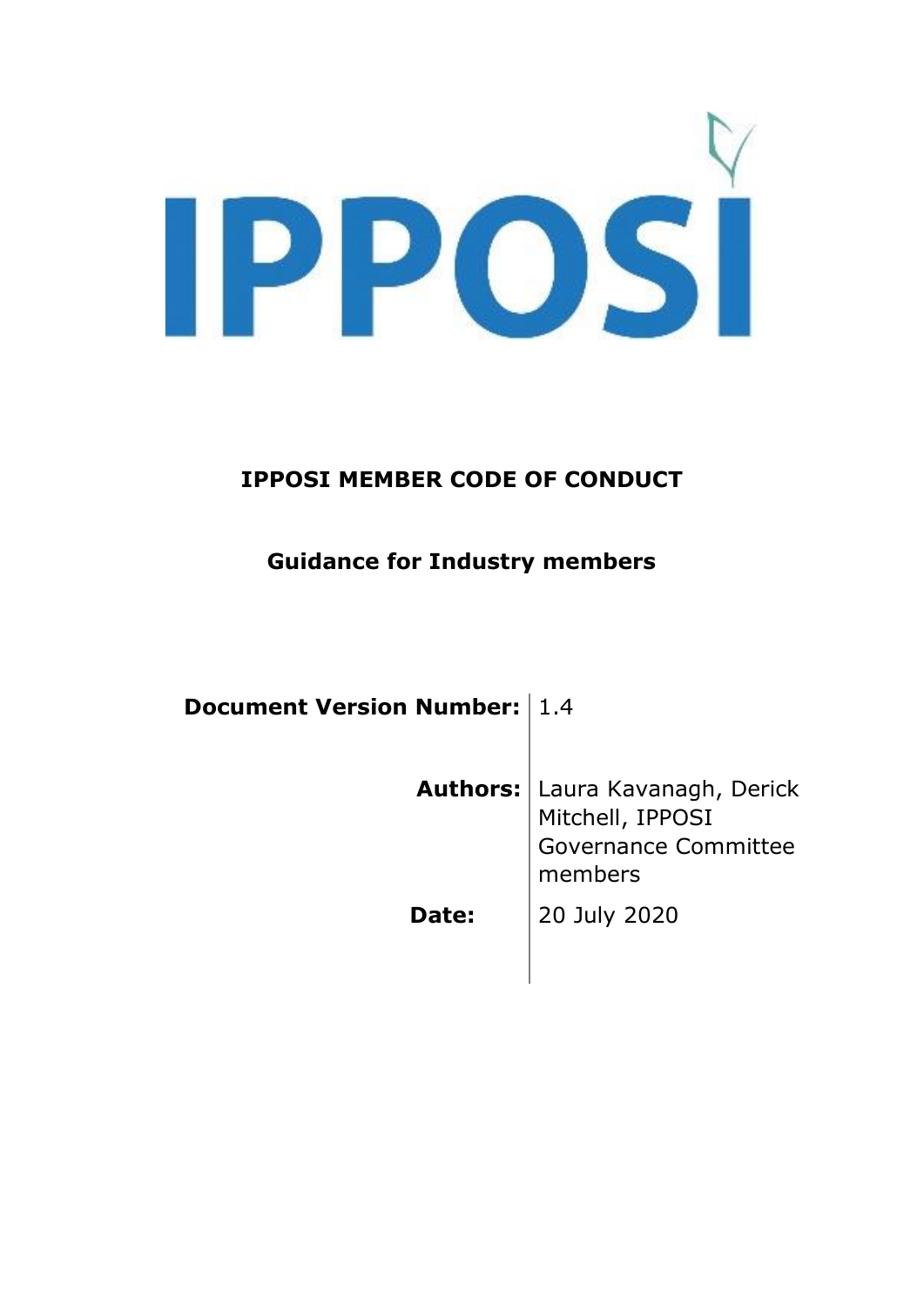IPPOSI

# IPPOSI MEMBER CODE OF CONDUCT

## Guidance for Industry members

| | |
|---|---|
| **Document Version Number:** | 1.4 |
| **Authors:** | Laura Kavanagh, Derick Mitchell, IPPOSI Governance Committee members |
| **Date:** | 20 July 2020 |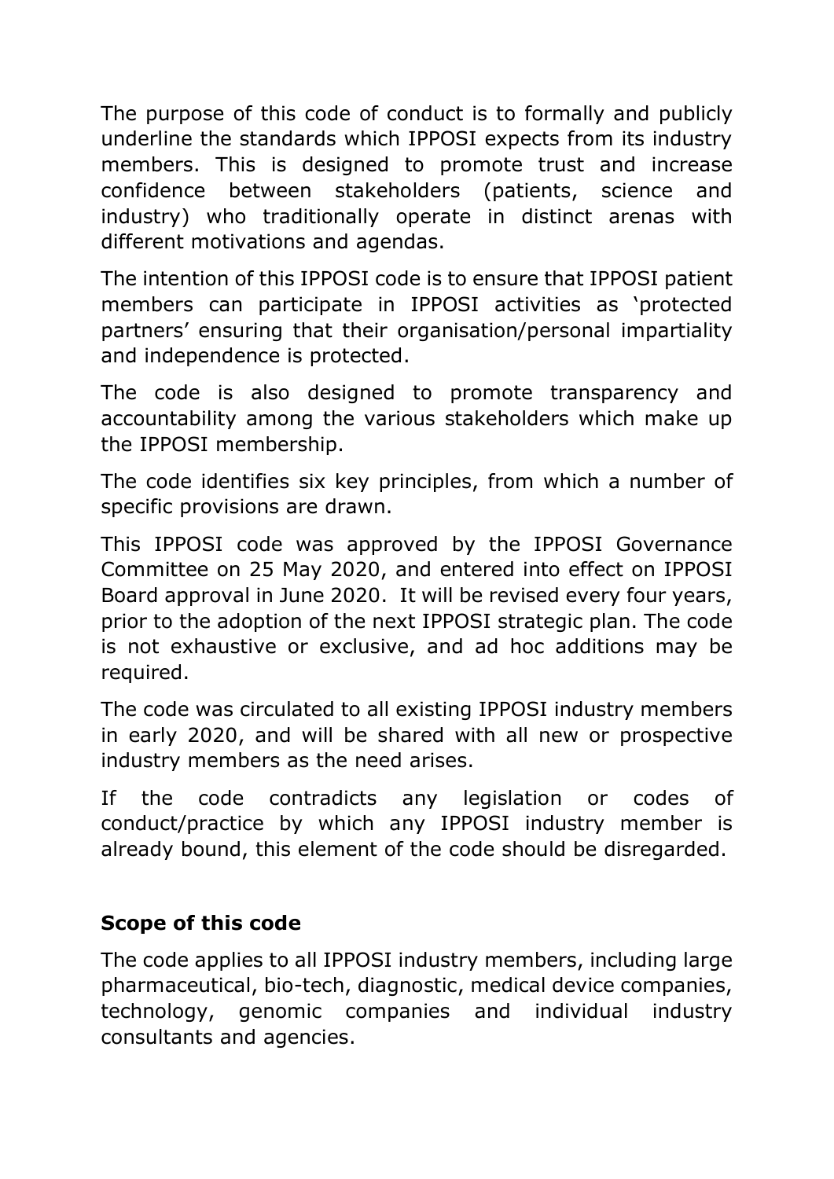The purpose of this code of conduct is to formally and publicly underline the standards which IPPOSI expects from its industry members. This is designed to promote trust and increase confidence between stakeholders (patients, science and industry) who traditionally operate in distinct arenas with different motivations and agendas.

The intention of this IPPOSI code is to ensure that IPPOSI patient members can participate in IPPOSI activities as 'protected partners' ensuring that their organisation/personal impartiality and independence is protected.

The code is also designed to promote transparency and accountability among the various stakeholders which make up the IPPOSI membership.

The code identifies six key principles, from which a number of specific provisions are drawn.

This IPPOSI code was approved by the IPPOSI Governance Committee on 25 May 2020, and entered into effect on IPPOSI Board approval in June 2020. It will be revised every four years, prior to the adoption of the next IPPOSI strategic plan. The code is not exhaustive or exclusive, and ad hoc additions may be required.

The code was circulated to all existing IPPOSI industry members in early 2020, and will be shared with all new or prospective industry members as the need arises.

If the code contradicts any legislation or codes of conduct/practice by which any IPPOSI industry member is already bound, this element of the code should be disregarded.

### Scope of this code

The code applies to all IPPOSI industry members, including large pharmaceutical, bio-tech, diagnostic, medical device companies, technology, genomic companies and individual industry consultants and agencies.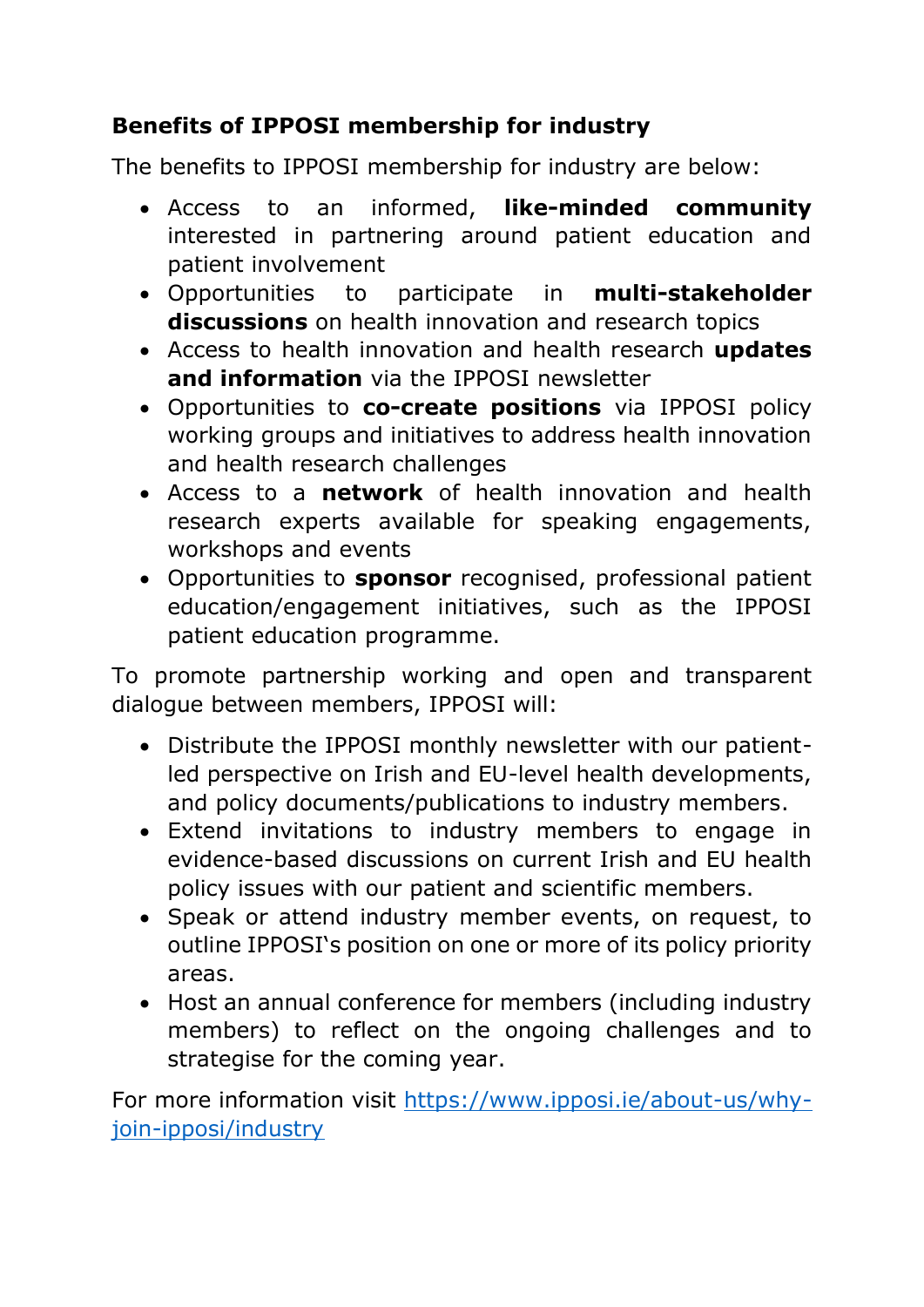### Benefits of IPPOSI membership for industry

The benefits to IPPOSI membership for industry are below:

- Access to an informed, **like-minded community** interested in partnering around patient education and patient involvement
- Opportunities to participate in **multi-stakeholder discussions** on health innovation and research topics
- Access to health innovation and health research **updates and information** via the IPPOSI newsletter
- Opportunities to **co-create positions** via IPPOSI policy working groups and initiatives to address health innovation and health research challenges
- Access to a **network** of health innovation and health research experts available for speaking engagements, workshops and events
- Opportunities to **sponsor** recognised, professional patient education/engagement initiatives, such as the IPPOSI patient education programme.

To promote partnership working and open and transparent dialogue between members, IPPOSI will:

- Distribute the IPPOSI monthly newsletter with our patient-led perspective on Irish and EU-level health developments, and policy documents/publications to industry members.
- Extend invitations to industry members to engage in evidence-based discussions on current Irish and EU health policy issues with our patient and scientific members.
- Speak or attend industry member events, on request, to outline IPPOSI's position on one or more of its policy priority areas.
- Host an annual conference for members (including industry members) to reflect on the ongoing challenges and to strategise for the coming year.

For more information visit [https://www.ipposi.ie/about-us/why-join-ipposi/industry](https://www.ipposi.ie/about-us/why-join-ipposi/industry)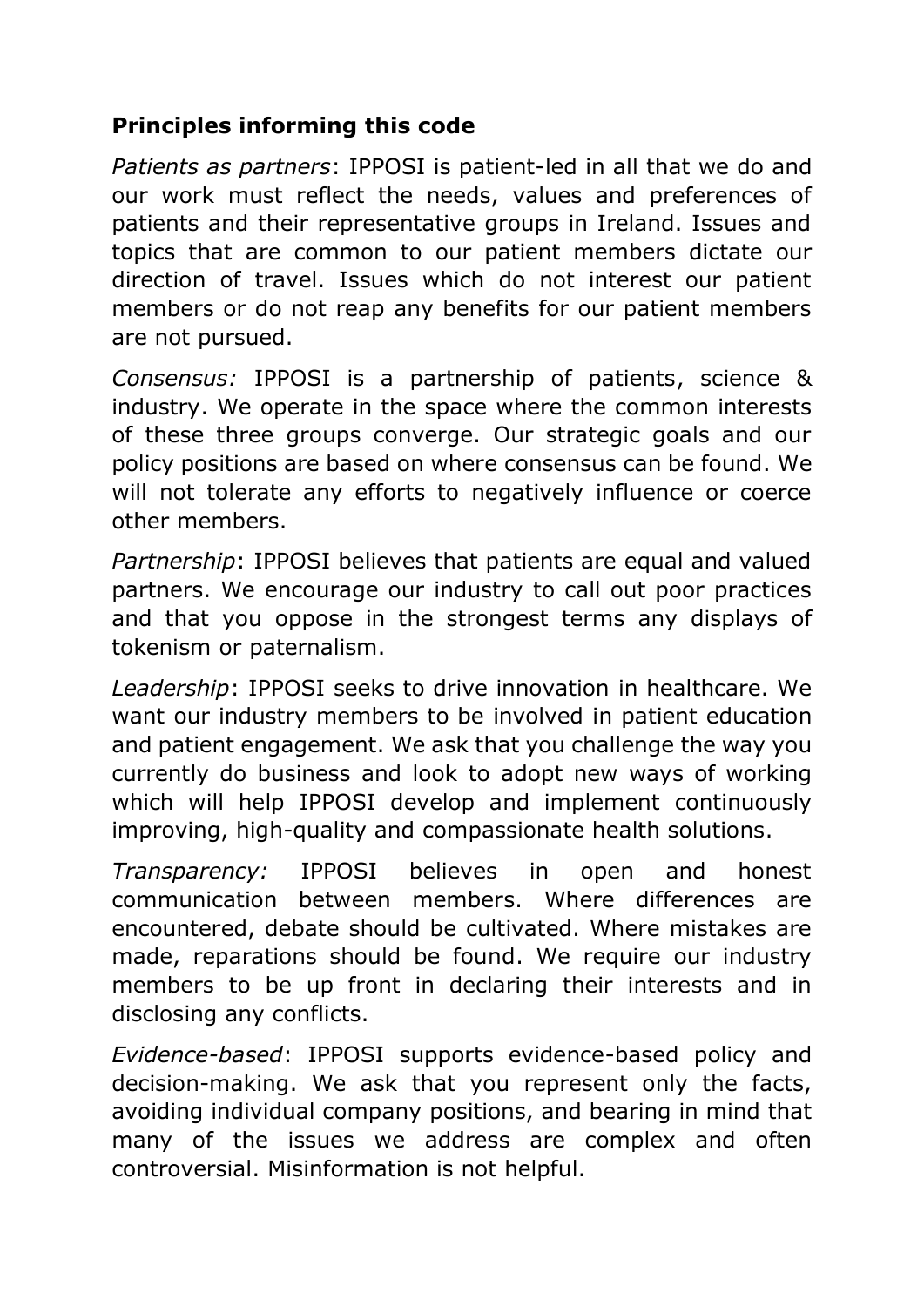## Principles informing this code

*Patients as partners*: IPPOSI is patient-led in all that we do and our work must reflect the needs, values and preferences of patients and their representative groups in Ireland. Issues and topics that are common to our patient members dictate our direction of travel. Issues which do not interest our patient members or do not reap any benefits for our patient members are not pursued.

*Consensus:* IPPOSI is a partnership of patients, science & industry. We operate in the space where the common interests of these three groups converge. Our strategic goals and our policy positions are based on where consensus can be found. We will not tolerate any efforts to negatively influence or coerce other members.

*Partnership*: IPPOSI believes that patients are equal and valued partners. We encourage our industry to call out poor practices and that you oppose in the strongest terms any displays of tokenism or paternalism.

*Leadership*: IPPOSI seeks to drive innovation in healthcare. We want our industry members to be involved in patient education and patient engagement. We ask that you challenge the way you currently do business and look to adopt new ways of working which will help IPPOSI develop and implement continuously improving, high-quality and compassionate health solutions.

*Transparency:* IPPOSI believes in open and honest communication between members. Where differences are encountered, debate should be cultivated. Where mistakes are made, reparations should be found. We require our industry members to be up front in declaring their interests and in disclosing any conflicts.

*Evidence-based*: IPPOSI supports evidence-based policy and decision-making. We ask that you represent only the facts, avoiding individual company positions, and bearing in mind that many of the issues we address are complex and often controversial. Misinformation is not helpful.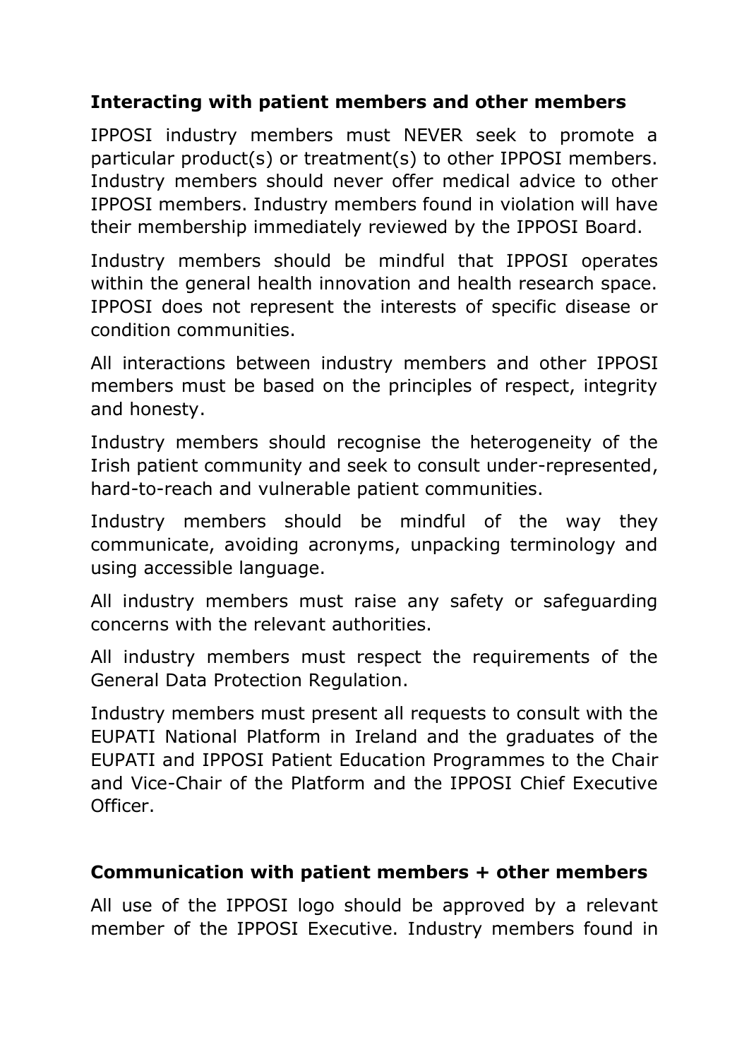## Interacting with patient members and other members

IPPOSI industry members must NEVER seek to promote a particular product(s) or treatment(s) to other IPPOSI members. Industry members should never offer medical advice to other IPPOSI members. Industry members found in violation will have their membership immediately reviewed by the IPPOSI Board.

Industry members should be mindful that IPPOSI operates within the general health innovation and health research space. IPPOSI does not represent the interests of specific disease or condition communities.

All interactions between industry members and other IPPOSI members must be based on the principles of respect, integrity and honesty.

Industry members should recognise the heterogeneity of the Irish patient community and seek to consult under-represented, hard-to-reach and vulnerable patient communities.

Industry members should be mindful of the way they communicate, avoiding acronyms, unpacking terminology and using accessible language.

All industry members must raise any safety or safeguarding concerns with the relevant authorities.

All industry members must respect the requirements of the General Data Protection Regulation.

Industry members must present all requests to consult with the EUPATI National Platform in Ireland and the graduates of the EUPATI and IPPOSI Patient Education Programmes to the Chair and Vice-Chair of the Platform and the IPPOSI Chief Executive Officer.

## Communication with patient members + other members

All use of the IPPOSI logo should be approved by a relevant member of the IPPOSI Executive. Industry members found in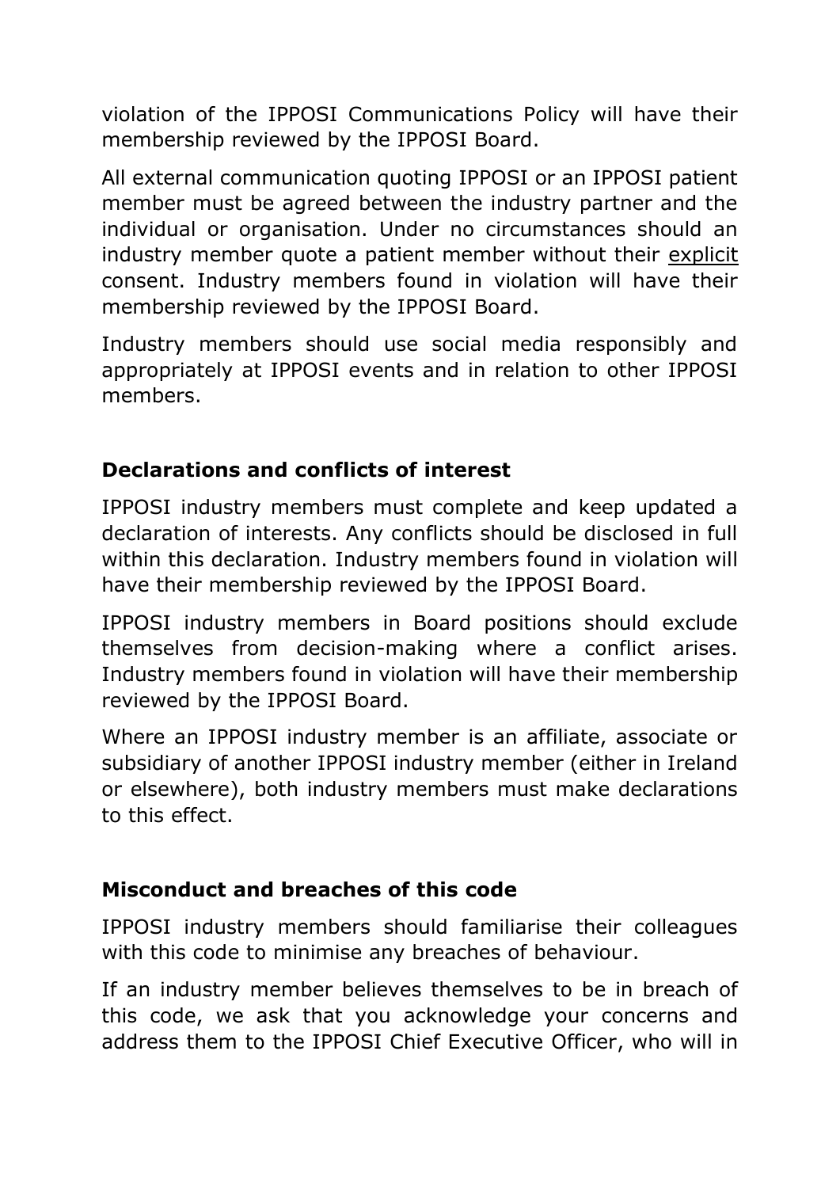violation of the IPPOSI Communications Policy will have their membership reviewed by the IPPOSI Board.

All external communication quoting IPPOSI or an IPPOSI patient member must be agreed between the industry partner and the individual or organisation. Under no circumstances should an industry member quote a patient member without their explicit consent. Industry members found in violation will have their membership reviewed by the IPPOSI Board.

Industry members should use social media responsibly and appropriately at IPPOSI events and in relation to other IPPOSI members.

## Declarations and conflicts of interest

IPPOSI industry members must complete and keep updated a declaration of interests. Any conflicts should be disclosed in full within this declaration. Industry members found in violation will have their membership reviewed by the IPPOSI Board.

IPPOSI industry members in Board positions should exclude themselves from decision-making where a conflict arises. Industry members found in violation will have their membership reviewed by the IPPOSI Board.

Where an IPPOSI industry member is an affiliate, associate or subsidiary of another IPPOSI industry member (either in Ireland or elsewhere), both industry members must make declarations to this effect.

## Misconduct and breaches of this code

IPPOSI industry members should familiarise their colleagues with this code to minimise any breaches of behaviour.

If an industry member believes themselves to be in breach of this code, we ask that you acknowledge your concerns and address them to the IPPOSI Chief Executive Officer, who will in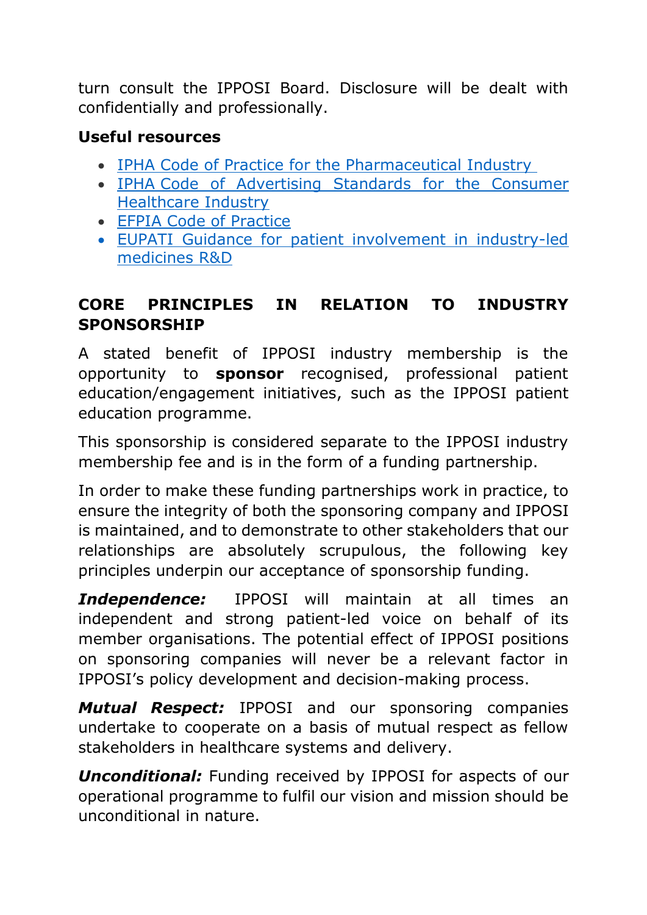turn consult the IPPOSI Board. Disclosure will be dealt with confidentially and professionally.

**Useful resources**

- IPHA Code of Practice for the Pharmaceutical Industry
- IPHA Code of Advertising Standards for the Consumer Healthcare Industry
- EFPIA Code of Practice
- EUPATI Guidance for patient involvement in industry-led medicines R&D

## CORE PRINCIPLES IN RELATION TO INDUSTRY SPONSORSHIP

A stated benefit of IPPOSI industry membership is the opportunity to **sponsor** recognised, professional patient education/engagement initiatives, such as the IPPOSI patient education programme.

This sponsorship is considered separate to the IPPOSI industry membership fee and is in the form of a funding partnership.

In order to make these funding partnerships work in practice, to ensure the integrity of both the sponsoring company and IPPOSI is maintained, and to demonstrate to other stakeholders that our relationships are absolutely scrupulous, the following key principles underpin our acceptance of sponsorship funding.

***Independence:*** IPPOSI will maintain at all times an independent and strong patient-led voice on behalf of its member organisations. The potential effect of IPPOSI positions on sponsoring companies will never be a relevant factor in IPPOSI's policy development and decision-making process.

***Mutual Respect:*** IPPOSI and our sponsoring companies undertake to cooperate on a basis of mutual respect as fellow stakeholders in healthcare systems and delivery.

***Unconditional:*** Funding received by IPPOSI for aspects of our operational programme to fulfil our vision and mission should be unconditional in nature.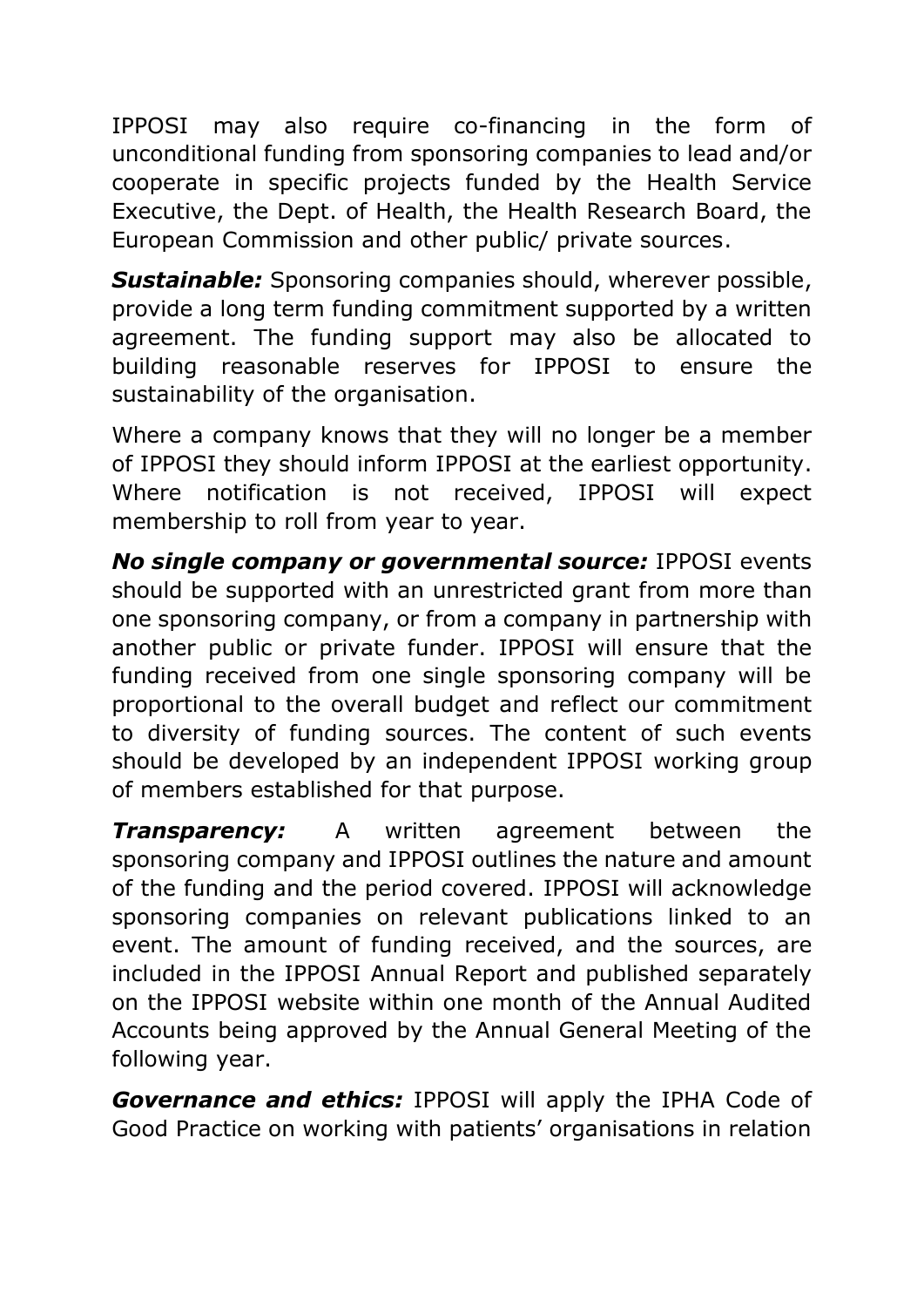IPPOSI may also require co-financing in the form of unconditional funding from sponsoring companies to lead and/or cooperate in specific projects funded by the Health Service Executive, the Dept. of Health, the Health Research Board, the European Commission and other public/ private sources.

***Sustainable:*** Sponsoring companies should, wherever possible, provide a long term funding commitment supported by a written agreement. The funding support may also be allocated to building reasonable reserves for IPPOSI to ensure the sustainability of the organisation.

Where a company knows that they will no longer be a member of IPPOSI they should inform IPPOSI at the earliest opportunity. Where notification is not received, IPPOSI will expect membership to roll from year to year.

***No single company or governmental source:*** IPPOSI events should be supported with an unrestricted grant from more than one sponsoring company, or from a company in partnership with another public or private funder. IPPOSI will ensure that the funding received from one single sponsoring company will be proportional to the overall budget and reflect our commitment to diversity of funding sources. The content of such events should be developed by an independent IPPOSI working group of members established for that purpose.

***Transparency:*** A written agreement between the sponsoring company and IPPOSI outlines the nature and amount of the funding and the period covered. IPPOSI will acknowledge sponsoring companies on relevant publications linked to an event. The amount of funding received, and the sources, are included in the IPPOSI Annual Report and published separately on the IPPOSI website within one month of the Annual Audited Accounts being approved by the Annual General Meeting of the following year.

***Governance and ethics:*** IPPOSI will apply the IPHA Code of Good Practice on working with patients' organisations in relation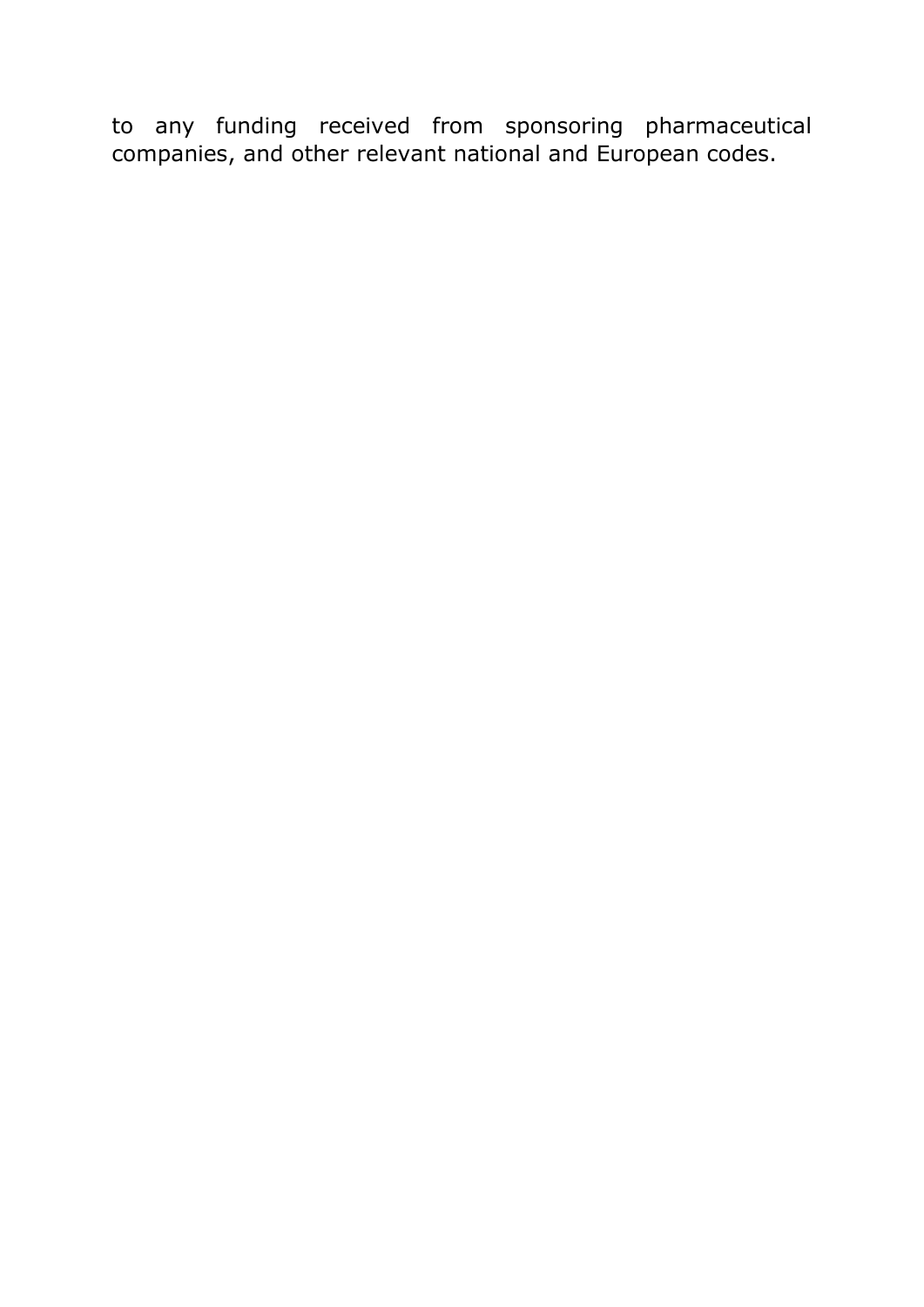to any funding received from sponsoring pharmaceutical companies, and other relevant national and European codes.